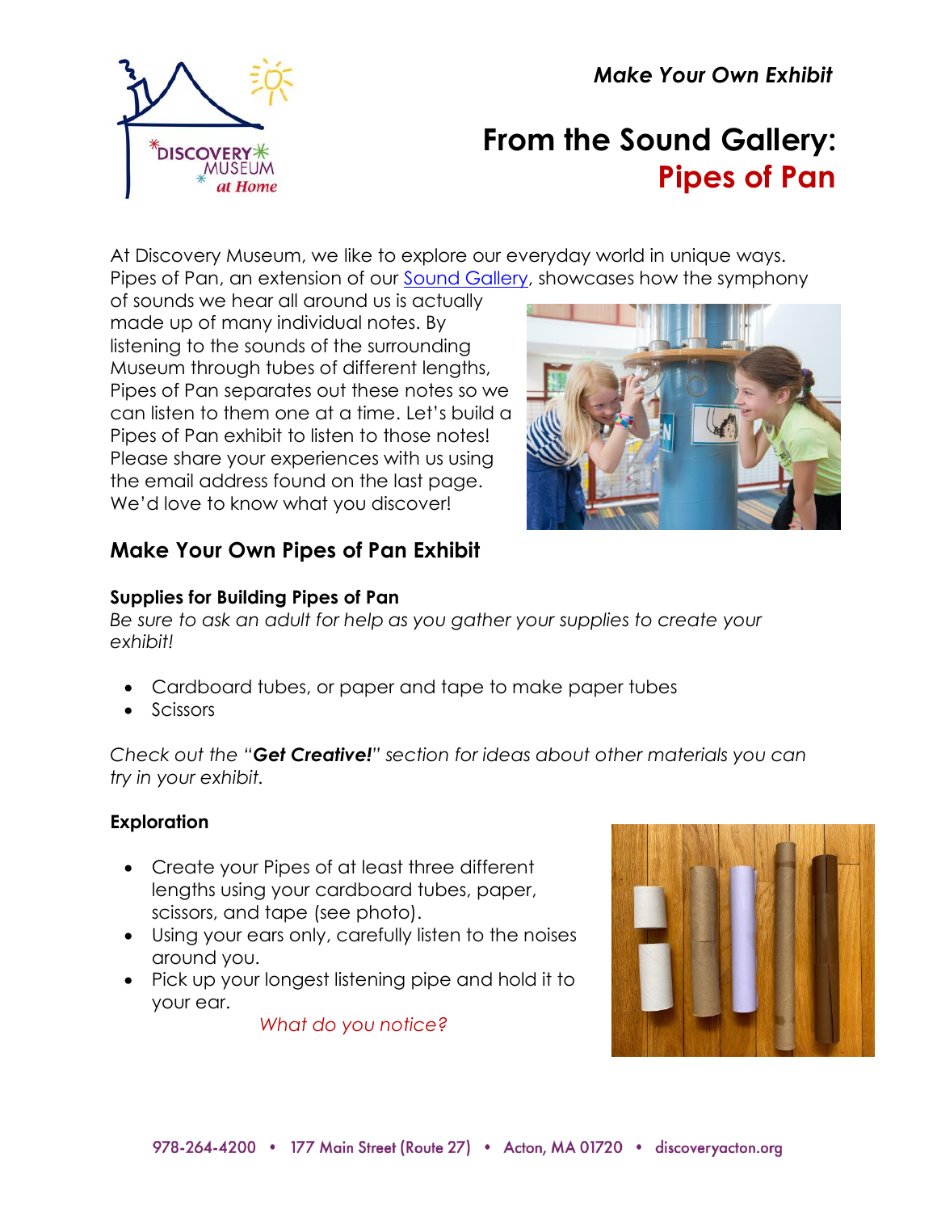*Make Your Own Exhibit*

# From the Sound Gallery: Pipes of Pan

At Discovery Museum, we like to explore our everyday world in unique ways. Pipes of Pan, an extension of our [Sound Gallery](Sound Gallery), showcases how the symphony of sounds we hear all around us is actually made up of many individual notes. By listening to the sounds of the surrounding Museum through tubes of different lengths, Pipes of Pan separates out these notes so we can listen to them one at a time. Let's build a Pipes of Pan exhibit to listen to those notes! Please share your experiences with us using the email address found on the last page. We'd love to know what you discover!

## Make Your Own Pipes of Pan Exhibit

### Supplies for Building Pipes of Pan

*Be sure to ask an adult for help as you gather your supplies to create your exhibit!*

- Cardboard tubes, or paper and tape to make paper tubes
- Scissors

*Check out the "**Get Creative!**" section for ideas about other materials you can try in your exhibit.*

### Exploration

- Create your Pipes of at least three different lengths using your cardboard tubes, paper, scissors, and tape (see photo).
- Using your ears only, carefully listen to the noises around you.
- Pick up your longest listening pipe and hold it to your ear.

*What do you notice?*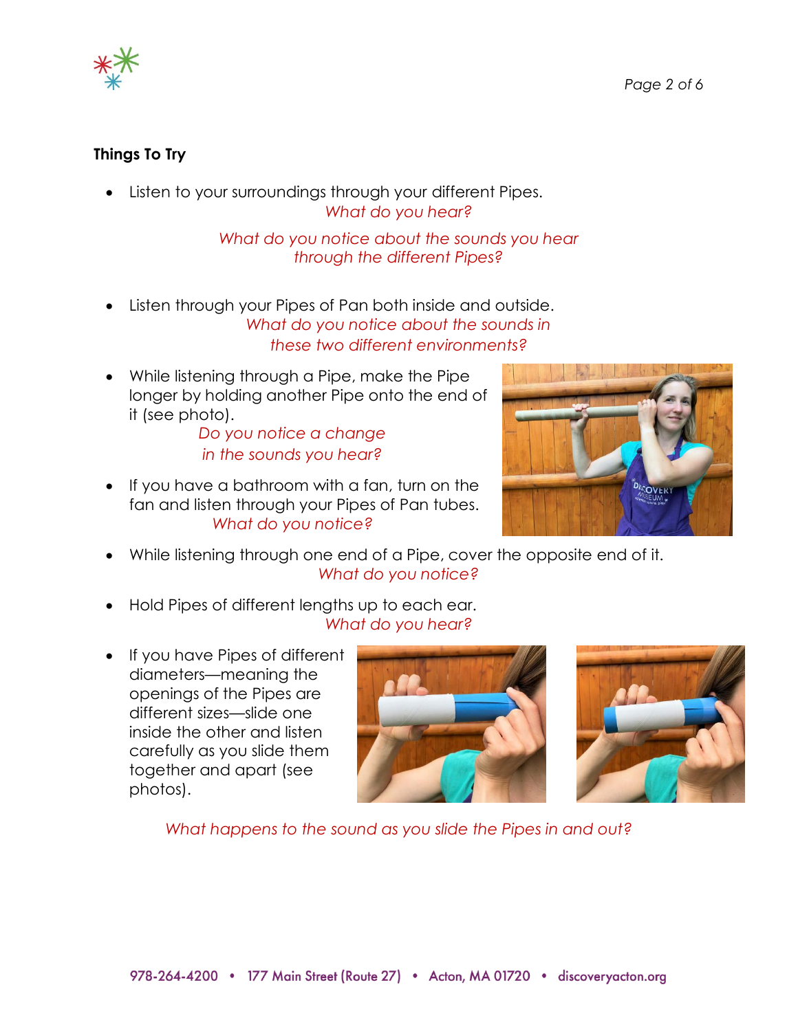**Things To Try**

- Listen to your surroundings through your different Pipes.

  *What do you hear?*

  *What do you notice about the sounds you hear through the different Pipes?*

- Listen through your Pipes of Pan both inside and outside.

  *What do you notice about the sounds in these two different environments?*

- While listening through a Pipe, make the Pipe longer by holding another Pipe onto the end of it (see photo).

  *Do you notice a change in the sounds you hear?*

- If you have a bathroom with a fan, turn on the fan and listen through your Pipes of Pan tubes.

  *What do you notice?*

- While listening through one end of a Pipe, cover the opposite end of it.

  *What do you notice?*

- Hold Pipes of different lengths up to each ear.

  *What do you hear?*

- If you have Pipes of different diameters—meaning the openings of the Pipes are different sizes—slide one inside the other and listen carefully as you slide them together and apart (see photos).

*What happens to the sound as you slide the Pipes in and out?*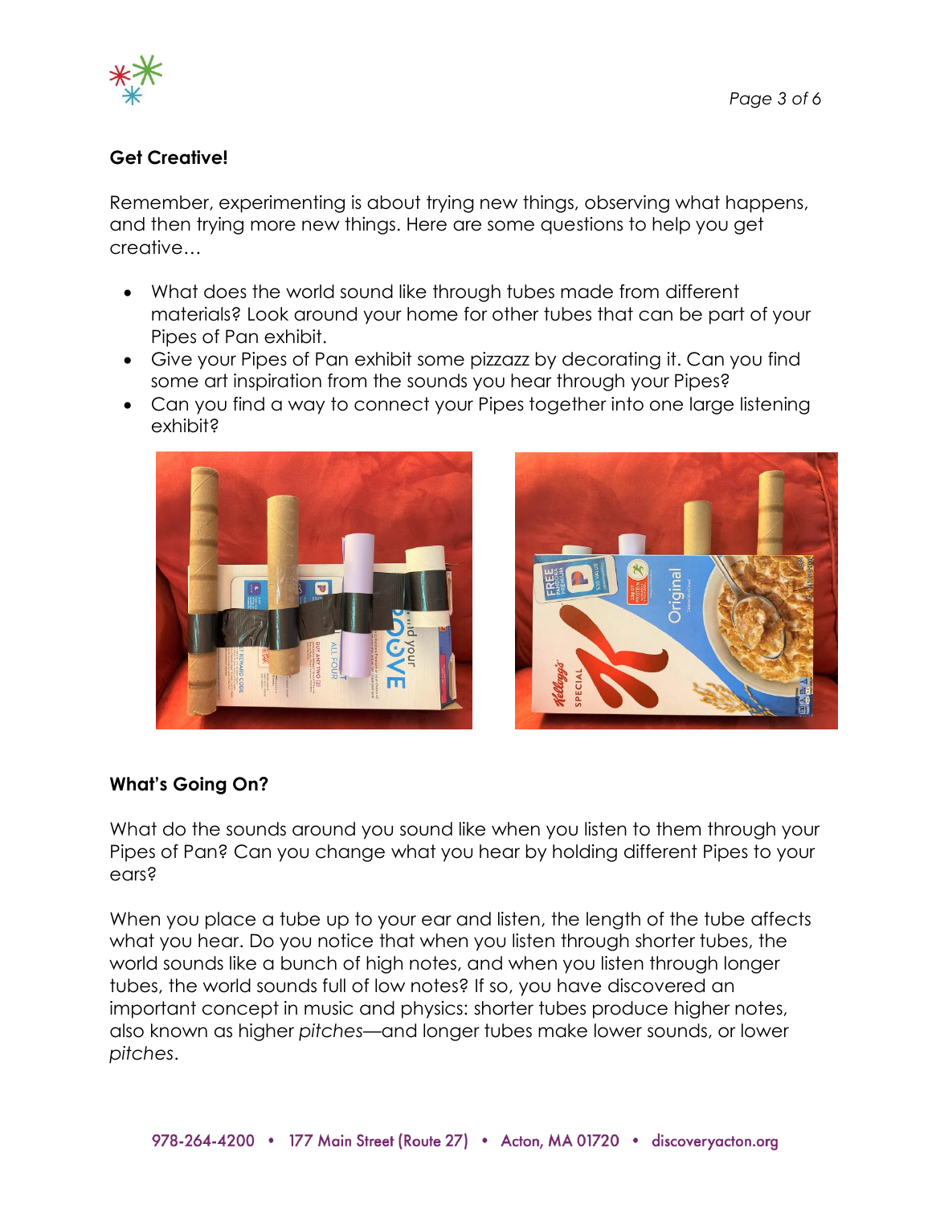## Get Creative!

Remember, experimenting is about trying new things, observing what happens, and then trying more new things. Here are some questions to help you get creative…

- What does the world sound like through tubes made from different materials? Look around your home for other tubes that can be part of your Pipes of Pan exhibit.
- Give your Pipes of Pan exhibit some pizzazz by decorating it. Can you find some art inspiration from the sounds you hear through your Pipes?
- Can you find a way to connect your Pipes together into one large listening exhibit?

## What's Going On?

What do the sounds around you sound like when you listen to them through your Pipes of Pan? Can you change what you hear by holding different Pipes to your ears?

When you place a tube up to your ear and listen, the length of the tube affects what you hear. Do you notice that when you listen through shorter tubes, the world sounds like a bunch of high notes, and when you listen through longer tubes, the world sounds full of low notes? If so, you have discovered an important concept in music and physics: shorter tubes produce higher notes, also known as higher *pitches*—and longer tubes make lower sounds, or lower *pitches*.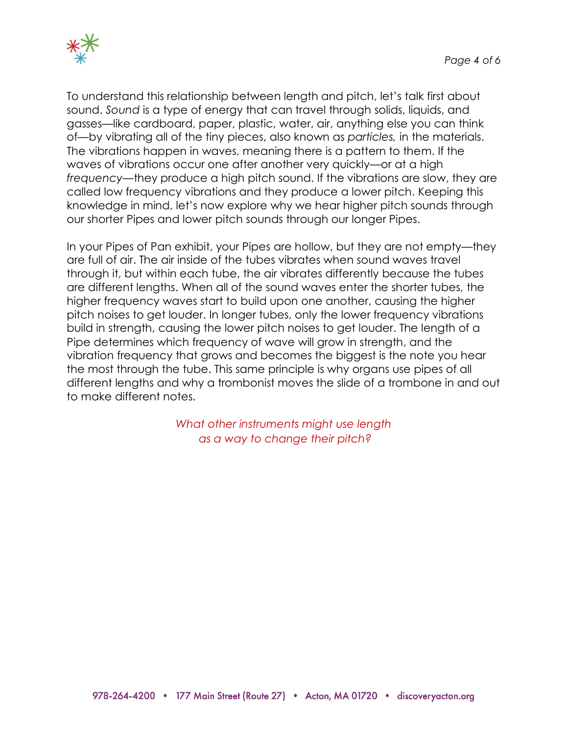To understand this relationship between length and pitch, let's talk first about sound. *Sound* is a type of energy that can travel through solids, liquids, and gasses—like cardboard, paper, plastic, water, air, anything else you can think of—by vibrating all of the tiny pieces, also known as *particles,* in the materials. The vibrations happen in waves, meaning there is a pattern to them. If the waves of vibrations occur one after another very quickly—or at a high *frequency*—they produce a high pitch sound. If the vibrations are slow, they are called low frequency vibrations and they produce a lower pitch. Keeping this knowledge in mind, let's now explore why we hear higher pitch sounds through our shorter Pipes and lower pitch sounds through our longer Pipes.

In your Pipes of Pan exhibit, your Pipes are hollow, but they are not empty—they are full of air. The air inside of the tubes vibrates when sound waves travel through it, but within each tube, the air vibrates differently because the tubes are different lengths. When all of the sound waves enter the shorter tubes, the higher frequency waves start to build upon one another, causing the higher pitch noises to get louder. In longer tubes, only the lower frequency vibrations build in strength, causing the lower pitch noises to get louder. The length of a Pipe determines which frequency of wave will grow in strength, and the vibration frequency that grows and becomes the biggest is the note you hear the most through the tube. This same principle is why organs use pipes of all different lengths and why a trombonist moves the slide of a trombone in and out to make different notes.

*What other instruments might use length as a way to change their pitch?*

978-264-4200 • 177 Main Street (Route 27) • Acton, MA 01720 • discoveryacton.org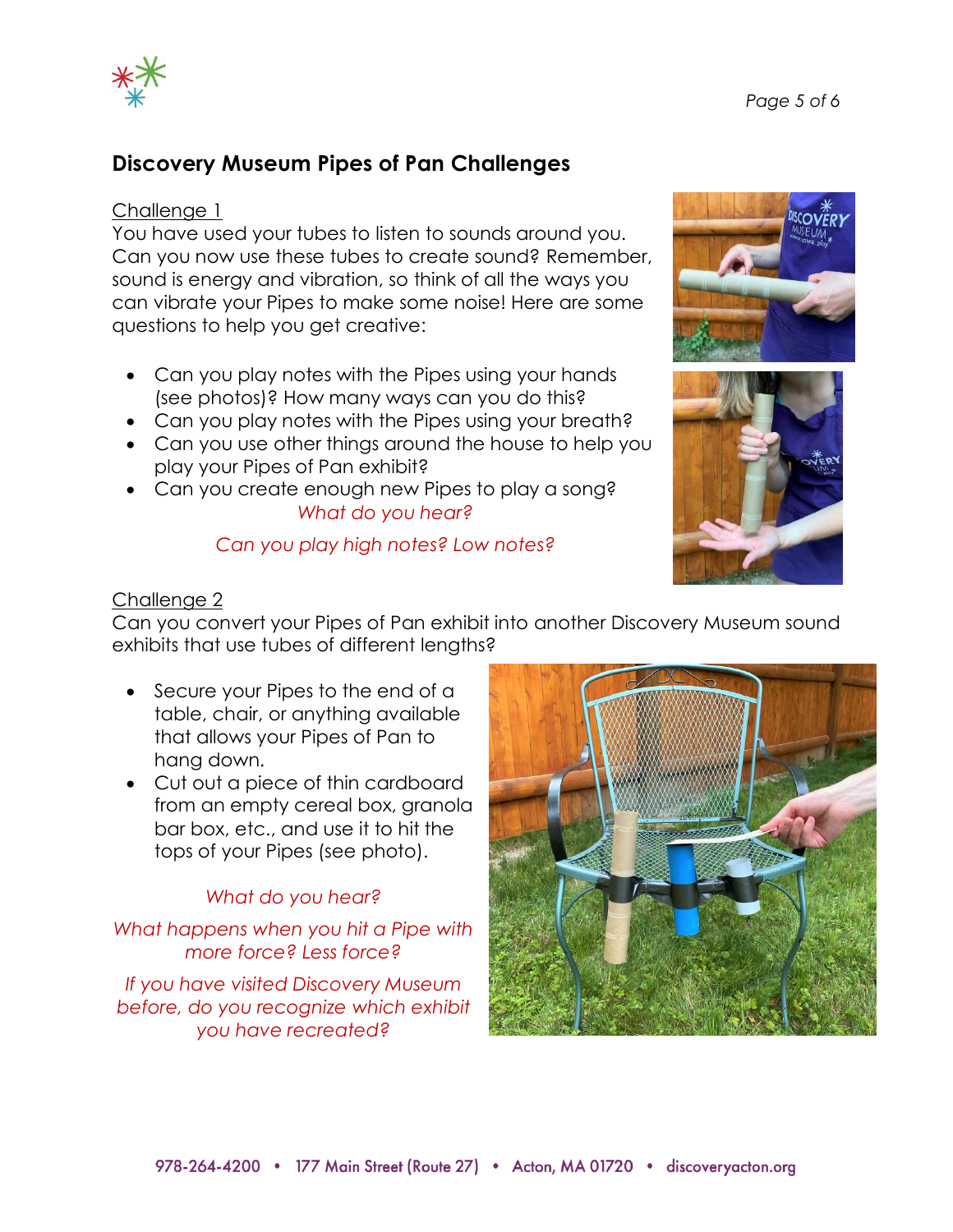## Discovery Museum Pipes of Pan Challenges

Challenge 1

You have used your tubes to listen to sounds around you. Can you now use these tubes to create sound? Remember, sound is energy and vibration, so think of all the ways you can vibrate your Pipes to make some noise! Here are some questions to help you get creative:

- Can you play notes with the Pipes using your hands (see photos)? How many ways can you do this?
- Can you play notes with the Pipes using your breath?
- Can you use other things around the house to help you play your Pipes of Pan exhibit?
- Can you create enough new Pipes to play a song?

*What do you hear?*

*Can you play high notes? Low notes?*

Challenge 2

Can you convert your Pipes of Pan exhibit into another Discovery Museum sound exhibits that use tubes of different lengths?

- Secure your Pipes to the end of a table, chair, or anything available that allows your Pipes of Pan to hang down.
- Cut out a piece of thin cardboard from an empty cereal box, granola bar box, etc., and use it to hit the tops of your Pipes (see photo).

*What do you hear?*

*What happens when you hit a Pipe with more force? Less force?*

*If you have visited Discovery Museum before, do you recognize which exhibit you have recreated?*

978-264-4200 • 177 Main Street (Route 27) • Acton, MA 01720 • discoveryacton.org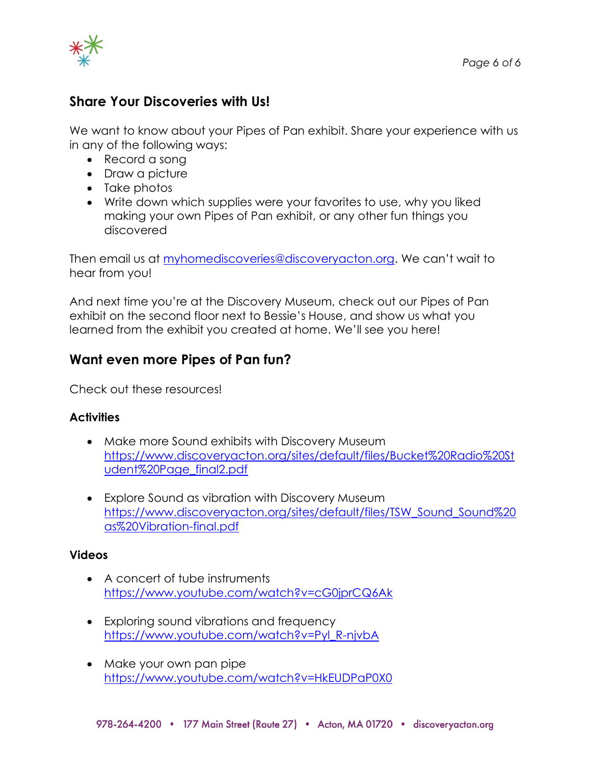## Share Your Discoveries with Us!

We want to know about your Pipes of Pan exhibit. Share your experience with us in any of the following ways:

- Record a song
- Draw a picture
- Take photos
- Write down which supplies were your favorites to use, why you liked making your own Pipes of Pan exhibit, or any other fun things you discovered

Then email us at myhomediscoveries@discoveryacton.org. We can't wait to hear from you!

And next time you're at the Discovery Museum, check out our Pipes of Pan exhibit on the second floor next to Bessie's House, and show us what you learned from the exhibit you created at home. We'll see you here!

## Want even more Pipes of Pan fun?

Check out these resources!

### Activities

- Make more Sound exhibits with Discovery Museum
  https://www.discoveryacton.org/sites/default/files/Bucket%20Radio%20Student%20Page_final2.pdf

- Explore Sound as vibration with Discovery Museum
  https://www.discoveryacton.org/sites/default/files/TSW_Sound_Sound%20as%20Vibration-final.pdf

### Videos

- A concert of tube instruments
  https://www.youtube.com/watch?v=cG0jprCQ6Ak

- Exploring sound vibrations and frequency
  https://www.youtube.com/watch?v=Pyl_R-njvbA

- Make your own pan pipe
  https://www.youtube.com/watch?v=HkEUDPaP0X0

978-264-4200 • 177 Main Street (Route 27) • Acton, MA 01720 • discoveryacton.org